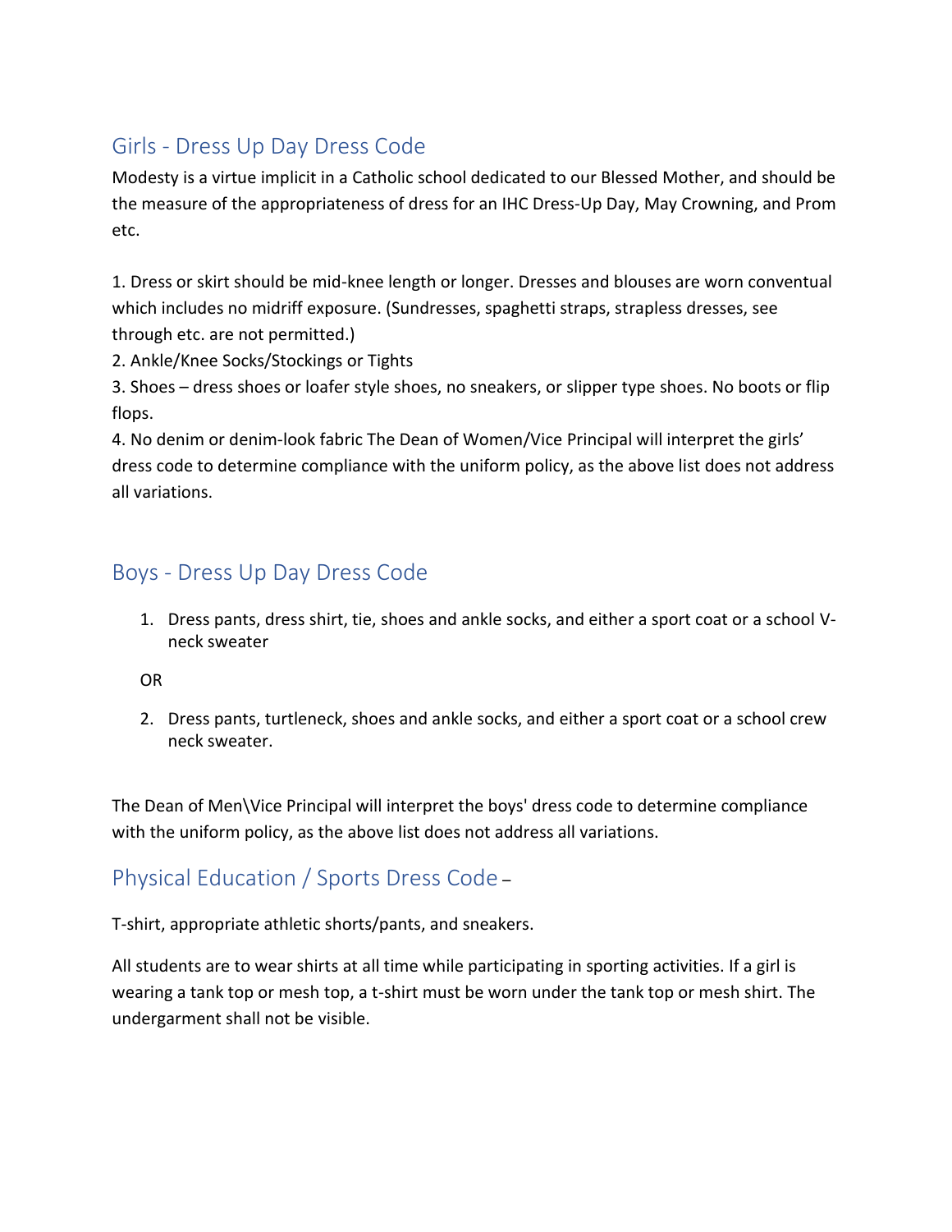## Girls - Dress Up Day Dress Code

Modesty is a virtue implicit in a Catholic school dedicated to our Blessed Mother, and should be the measure of the appropriateness of dress for an IHC Dress-Up Day, May Crowning, and Prom etc.

1. Dress or skirt should be mid-knee length or longer. Dresses and blouses are worn conventual which includes no midriff exposure. (Sundresses, spaghetti straps, strapless dresses, see through etc. are not permitted.)
2. Ankle/Knee Socks/Stockings or Tights
3. Shoes – dress shoes or loafer style shoes, no sneakers, or slipper type shoes. No boots or flip flops.
4. No denim or denim-look fabric The Dean of Women/Vice Principal will interpret the girls' dress code to determine compliance with the uniform policy, as the above list does not address all variations.

## Boys - Dress Up Day Dress Code

1. Dress pants, dress shirt, tie, shoes and ankle socks, and either a sport coat or a school V-neck sweater

OR

2. Dress pants, turtleneck, shoes and ankle socks, and either a sport coat or a school crew neck sweater.

The Dean of Men\Vice Principal will interpret the boys' dress code to determine compliance with the uniform policy, as the above list does not address all variations.

## Physical Education / Sports Dress Code –

T-shirt, appropriate athletic shorts/pants, and sneakers.

All students are to wear shirts at all time while participating in sporting activities. If a girl is wearing a tank top or mesh top, a t-shirt must be worn under the tank top or mesh shirt. The undergarment shall not be visible.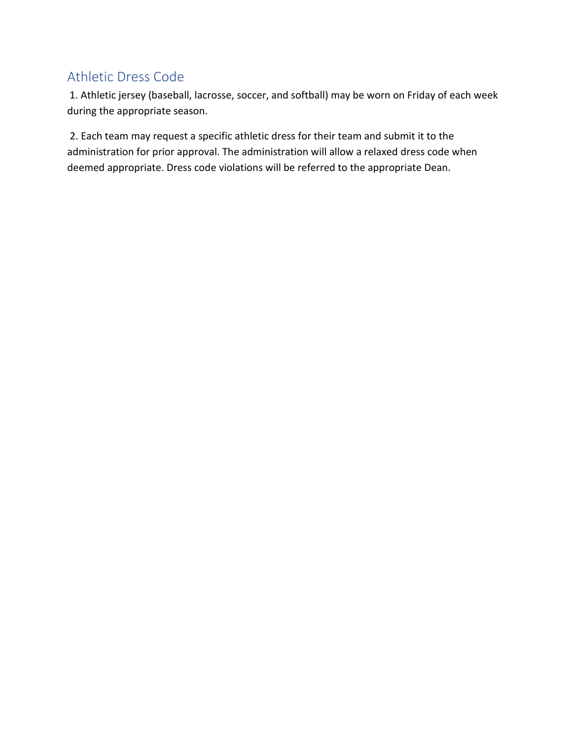## Athletic Dress Code

1. Athletic jersey (baseball, lacrosse, soccer, and softball) may be worn on Friday of each week during the appropriate season.

2. Each team may request a specific athletic dress for their team and submit it to the administration for prior approval. The administration will allow a relaxed dress code when deemed appropriate. Dress code violations will be referred to the appropriate Dean.